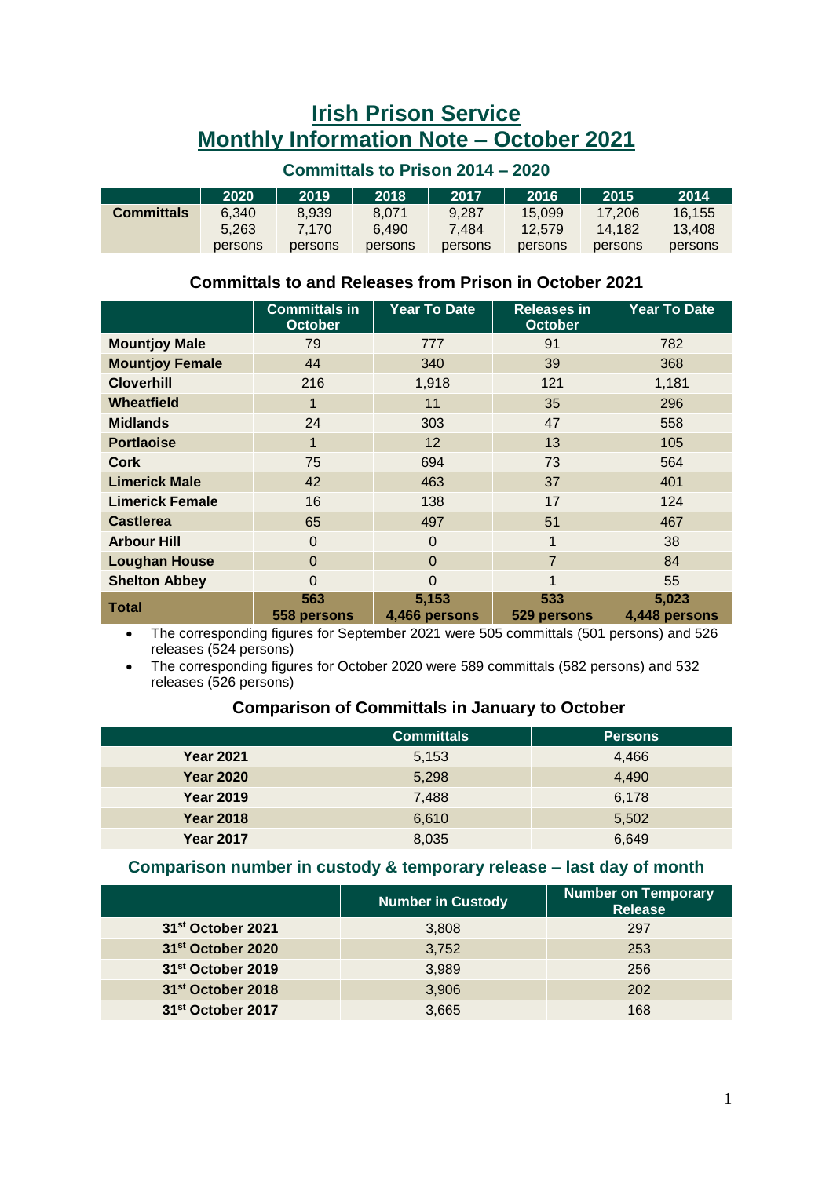# Irish Prison Service
# Monthly Information Note – October 2021

### Committals to Prison 2014 – 2020

| | 2020 | 2019 | 2018 | 2017 | 2016 | 2015 | 2014 |
|---|---|---|---|---|---|---|---|
| **Committals** | 6,340 5,263 persons | 8,939 7,170 persons | 8,071 6,490 persons | 9,287 7,484 persons | 15,099 12,579 persons | 17,206 14,182 persons | 16,155 13,408 persons |

### Committals to and Releases from Prison in October 2021

| | Committals in October | Year To Date | Releases in October | Year To Date |
|---|---|---|---|---|
| **Mountjoy Male** | 79 | 777 | 91 | 782 |
| **Mountjoy Female** | 44 | 340 | 39 | 368 |
| **Cloverhill** | 216 | 1,918 | 121 | 1,181 |
| **Wheatfield** | 1 | 11 | 35 | 296 |
| **Midlands** | 24 | 303 | 47 | 558 |
| **Portlaoise** | 1 | 12 | 13 | 105 |
| **Cork** | 75 | 694 | 73 | 564 |
| **Limerick Male** | 42 | 463 | 37 | 401 |
| **Limerick Female** | 16 | 138 | 17 | 124 |
| **Castlerea** | 65 | 497 | 51 | 467 |
| **Arbour Hill** | 0 | 0 | 1 | 38 |
| **Loughan House** | 0 | 0 | 7 | 84 |
| **Shelton Abbey** | 0 | 0 | 1 | 55 |
| **Total** | **563 558 persons** | **5,153 4,466 persons** | **533 529 persons** | **5,023 4,448 persons** |

- The corresponding figures for September 2021 were 505 committals (501 persons) and 526 releases (524 persons)
- The corresponding figures for October 2020 were 589 committals (582 persons) and 532 releases (526 persons)

### Comparison of Committals in January to October

| | Committals | Persons |
|---|---|---|
| **Year 2021** | 5,153 | 4,466 |
| **Year 2020** | 5,298 | 4,490 |
| **Year 2019** | 7,488 | 6,178 |
| **Year 2018** | 6,610 | 5,502 |
| **Year 2017** | 8,035 | 6,649 |

### Comparison number in custody & temporary release – last day of month

| | Number in Custody | Number on Temporary Release |
|---|---|---|
| **31st October 2021** | 3,808 | 297 |
| **31st October 2020** | 3,752 | 253 |
| **31st October 2019** | 3,989 | 256 |
| **31st October 2018** | 3,906 | 202 |
| **31st October 2017** | 3,665 | 168 |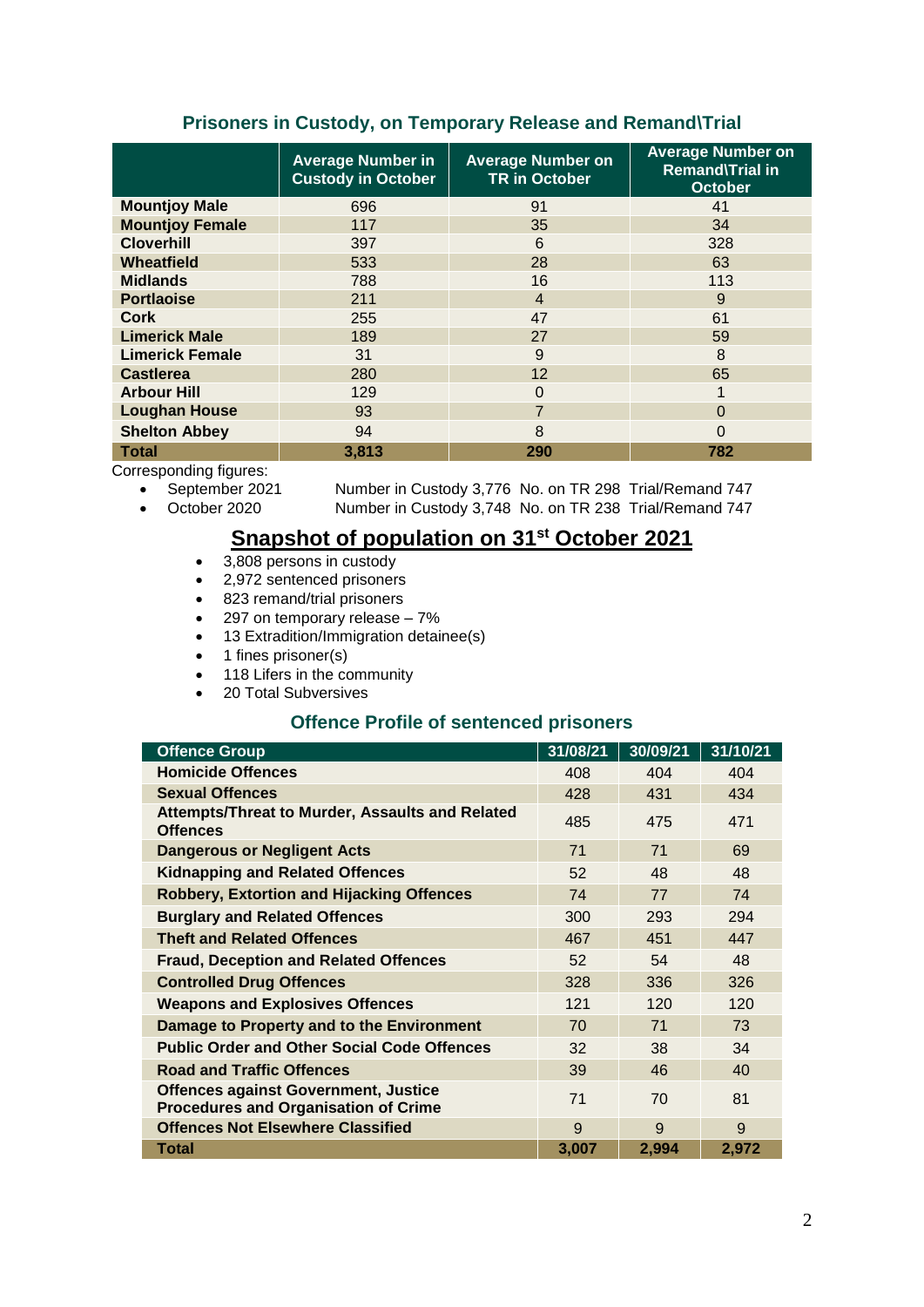## Prisoners in Custody, on Temporary Release and Remand\Trial

| | Average Number in Custody in October | Average Number on TR in October | Average Number on Remand\Trial in October |
|---|---|---|---|
| **Mountjoy Male** | 696 | 91 | 41 |
| **Mountjoy Female** | 117 | 35 | 34 |
| **Cloverhill** | 397 | 6 | 328 |
| **Wheatfield** | 533 | 28 | 63 |
| **Midlands** | 788 | 16 | 113 |
| **Portlaoise** | 211 | 4 | 9 |
| **Cork** | 255 | 47 | 61 |
| **Limerick Male** | 189 | 27 | 59 |
| **Limerick Female** | 31 | 9 | 8 |
| **Castlerea** | 280 | 12 | 65 |
| **Arbour Hill** | 129 | 0 | 1 |
| **Loughan House** | 93 | 7 | 0 |
| **Shelton Abbey** | 94 | 8 | 0 |
| **Total** | **3,813** | **290** | **782** |

Corresponding figures:

- September 2021 — Number in Custody 3,776 No. on TR 298 Trial/Remand 747
- October 2020 — Number in Custody 3,748 No. on TR 238 Trial/Remand 747

## Snapshot of population on 31st October 2021

- 3,808 persons in custody
- 2,972 sentenced prisoners
- 823 remand/trial prisoners
- 297 on temporary release – 7%
- 13 Extradition/Immigration detainee(s)
- 1 fines prisoner(s)
- 118 Lifers in the community
- 20 Total Subversives

## Offence Profile of sentenced prisoners

| Offence Group | 31/08/21 | 30/09/21 | 31/10/21 |
|---|---|---|---|
| **Homicide Offences** | 408 | 404 | 404 |
| **Sexual Offences** | 428 | 431 | 434 |
| **Attempts/Threat to Murder, Assaults and Related Offences** | 485 | 475 | 471 |
| **Dangerous or Negligent Acts** | 71 | 71 | 69 |
| **Kidnapping and Related Offences** | 52 | 48 | 48 |
| **Robbery, Extortion and Hijacking Offences** | 74 | 77 | 74 |
| **Burglary and Related Offences** | 300 | 293 | 294 |
| **Theft and Related Offences** | 467 | 451 | 447 |
| **Fraud, Deception and Related Offences** | 52 | 54 | 48 |
| **Controlled Drug Offences** | 328 | 336 | 326 |
| **Weapons and Explosives Offences** | 121 | 120 | 120 |
| **Damage to Property and to the Environment** | 70 | 71 | 73 |
| **Public Order and Other Social Code Offences** | 32 | 38 | 34 |
| **Road and Traffic Offences** | 39 | 46 | 40 |
| **Offences against Government, Justice Procedures and Organisation of Crime** | 71 | 70 | 81 |
| **Offences Not Elsewhere Classified** | 9 | 9 | 9 |
| **Total** | **3,007** | **2,994** | **2,972** |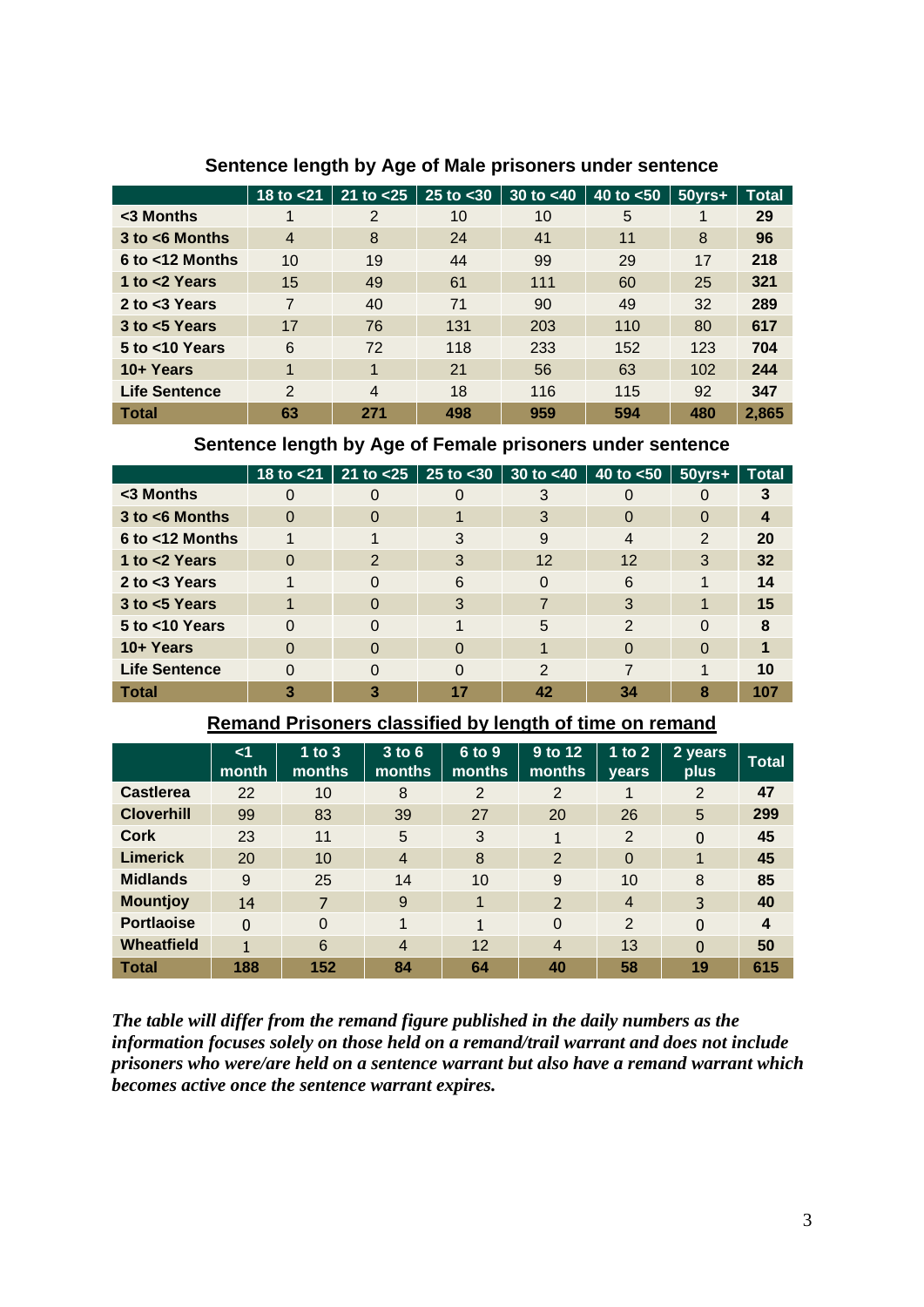## Sentence length by Age of Male prisoners under sentence

| | 18 to <21 | 21 to <25 | 25 to <30 | 30 to <40 | 40 to <50 | 50yrs+ | Total |
|---|---|---|---|---|---|---|---|
| **<3 Months** | 1 | 2 | 10 | 10 | 5 | 1 | **29** |
| **3 to <6 Months** | 4 | 8 | 24 | 41 | 11 | 8 | **96** |
| **6 to <12 Months** | 10 | 19 | 44 | 99 | 29 | 17 | **218** |
| **1 to <2 Years** | 15 | 49 | 61 | 111 | 60 | 25 | **321** |
| **2 to <3 Years** | 7 | 40 | 71 | 90 | 49 | 32 | **289** |
| **3 to <5 Years** | 17 | 76 | 131 | 203 | 110 | 80 | **617** |
| **5 to <10 Years** | 6 | 72 | 118 | 233 | 152 | 123 | **704** |
| **10+ Years** | 1 | 1 | 21 | 56 | 63 | 102 | **244** |
| **Life Sentence** | 2 | 4 | 18 | 116 | 115 | 92 | **347** |
| **Total** | **63** | **271** | **498** | **959** | **594** | **480** | **2,865** |

## Sentence length by Age of Female prisoners under sentence

| | 18 to <21 | 21 to <25 | 25 to <30 | 30 to <40 | 40 to <50 | 50yrs+ | Total |
|---|---|---|---|---|---|---|---|
| **<3 Months** | 0 | 0 | 0 | 3 | 0 | 0 | **3** |
| **3 to <6 Months** | 0 | 0 | 1 | 3 | 0 | 0 | **4** |
| **6 to <12 Months** | 1 | 1 | 3 | 9 | 4 | 2 | **20** |
| **1 to <2 Years** | 0 | 2 | 3 | 12 | 12 | 3 | **32** |
| **2 to <3 Years** | 1 | 0 | 6 | 0 | 6 | 1 | **14** |
| **3 to <5 Years** | 1 | 0 | 3 | 7 | 3 | 1 | **15** |
| **5 to <10 Years** | 0 | 0 | 1 | 5 | 2 | 0 | **8** |
| **10+ Years** | 0 | 0 | 0 | 1 | 0 | 0 | **1** |
| **Life Sentence** | 0 | 0 | 0 | 2 | 7 | 1 | **10** |
| **Total** | **3** | **3** | **17** | **42** | **34** | **8** | **107** |

## Remand Prisoners classified by length of time on remand

| | <1 month | 1 to 3 months | 3 to 6 months | 6 to 9 months | 9 to 12 months | 1 to 2 years | 2 years plus | Total |
|---|---|---|---|---|---|---|---|---|
| **Castlerea** | 22 | 10 | 8 | 2 | 2 | 1 | 2 | **47** |
| **Cloverhill** | 99 | 83 | 39 | 27 | 20 | 26 | 5 | **299** |
| **Cork** | 23 | 11 | 5 | 3 | 1 | 2 | 0 | **45** |
| **Limerick** | 20 | 10 | 4 | 8 | 2 | 0 | 1 | **45** |
| **Midlands** | 9 | 25 | 14 | 10 | 9 | 10 | 8 | **85** |
| **Mountjoy** | 14 | 7 | 9 | 1 | 2 | 4 | 3 | **40** |
| **Portlaoise** | 0 | 0 | 1 | 1 | 0 | 2 | 0 | **4** |
| **Wheatfield** | 1 | 6 | 4 | 12 | 4 | 13 | 0 | **50** |
| **Total** | **188** | **152** | **84** | **64** | **40** | **58** | **19** | **615** |

*The table will differ from the remand figure published in the daily numbers as the information focuses solely on those held on a remand/trail warrant and does not include prisoners who were/are held on a sentence warrant but also have a remand warrant which becomes active once the sentence warrant expires.*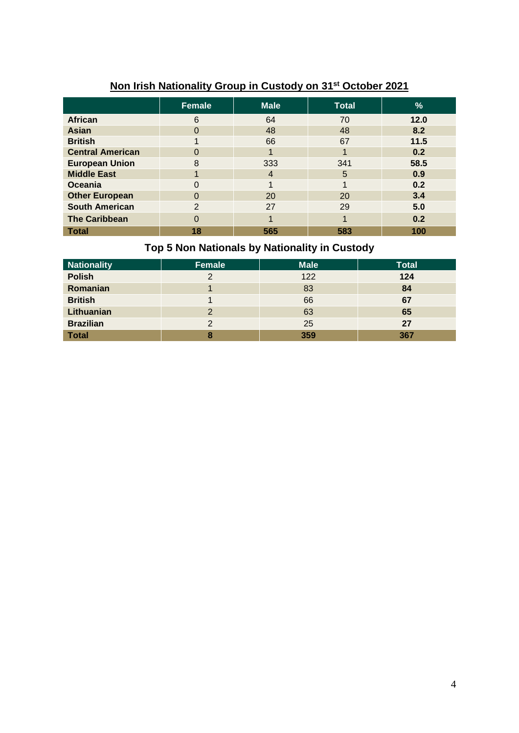## Non Irish Nationality Group in Custody on 31st October 2021

| | Female | Male | Total | % |
|---|---|---|---|---|
| **African** | 6 | 64 | 70 | **12.0** |
| **Asian** | 0 | 48 | 48 | **8.2** |
| **British** | 1 | 66 | 67 | **11.5** |
| **Central American** | 0 | 1 | 1 | **0.2** |
| **European Union** | 8 | 333 | 341 | **58.5** |
| **Middle East** | 1 | 4 | 5 | **0.9** |
| **Oceania** | 0 | 1 | 1 | **0.2** |
| **Other European** | 0 | 20 | 20 | **3.4** |
| **South American** | 2 | 27 | 29 | **5.0** |
| **The Caribbean** | 0 | 1 | 1 | **0.2** |
| **Total** | **18** | **565** | **583** | **100** |

## Top 5 Non Nationals by Nationality in Custody

| Nationality | Female | Male | Total |
|---|---|---|---|
| **Polish** | 2 | 122 | **124** |
| **Romanian** | 1 | 83 | **84** |
| **British** | 1 | 66 | **67** |
| **Lithuanian** | 2 | 63 | **65** |
| **Brazilian** | 2 | 25 | **27** |
| **Total** | **8** | **359** | **367** |